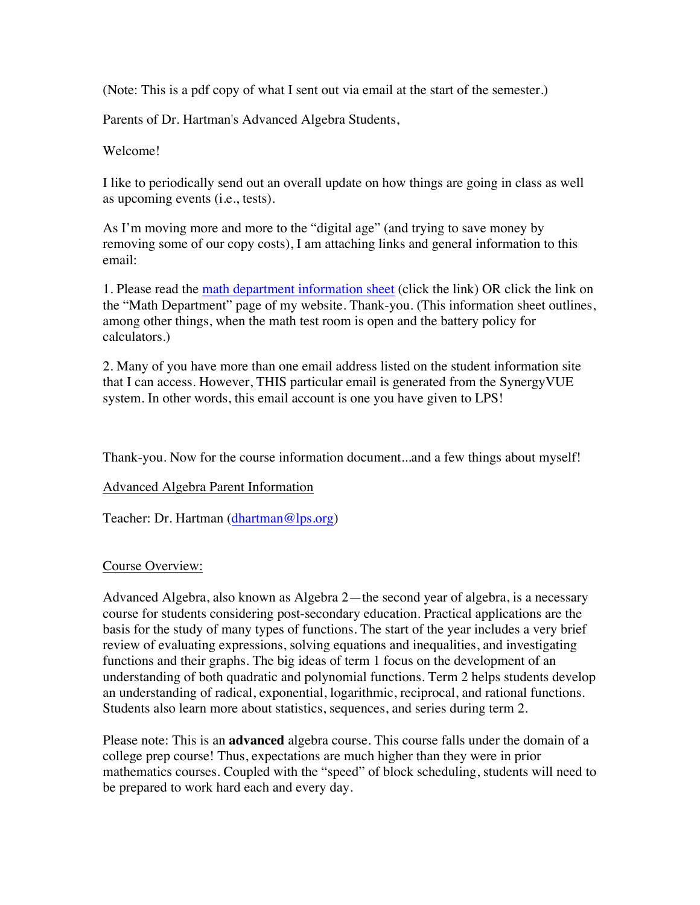(Note: This is a pdf copy of what I sent out via email at the start of the semester.)

Parents of Dr. Hartman's Advanced Algebra Students,

Welcome!

I like to periodically send out an overall update on how things are going in class as well as upcoming events (i.e., tests).

As I'm moving more and more to the "digital age" (and trying to save money by removing some of our copy costs), I am attaching links and general information to this email:

1. Please read the math department information sheet (click the link) OR click the link on the "Math Department" page of my website. Thank-you. (This information sheet outlines, among other things, when the math test room is open and the battery policy for calculators.)

2. Many of you have more than one email address listed on the student information site that I can access. However, THIS particular email is generated from the SynergyVUE system. In other words, this email account is one you have given to LPS!

Thank-you. Now for the course information document...and a few things about myself!

Advanced Algebra Parent Information

Teacher: Dr. Hartman (dhartman@lps.org)

Course Overview:

Advanced Algebra, also known as Algebra 2—the second year of algebra, is a necessary course for students considering post-secondary education. Practical applications are the basis for the study of many types of functions. The start of the year includes a very brief review of evaluating expressions, solving equations and inequalities, and investigating functions and their graphs. The big ideas of term 1 focus on the development of an understanding of both quadratic and polynomial functions. Term 2 helps students develop an understanding of radical, exponential, logarithmic, reciprocal, and rational functions. Students also learn more about statistics, sequences, and series during term 2.

Please note: This is an **advanced** algebra course. This course falls under the domain of a college prep course! Thus, expectations are much higher than they were in prior mathematics courses. Coupled with the "speed" of block scheduling, students will need to be prepared to work hard each and every day.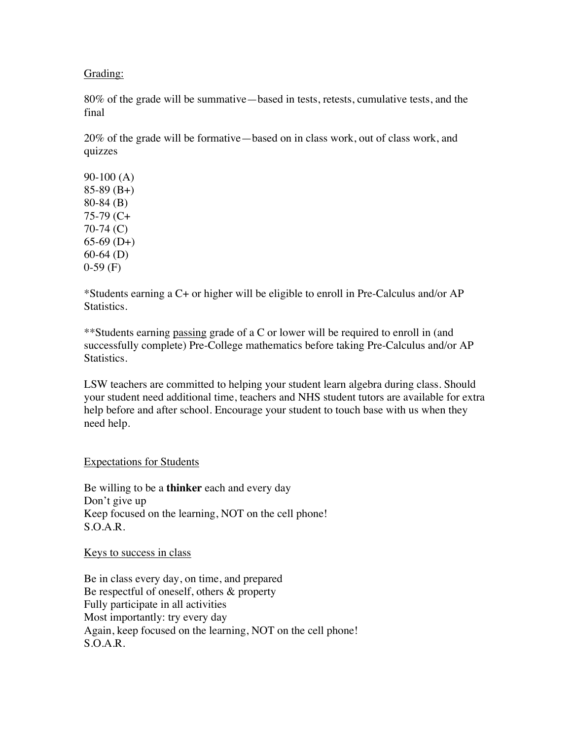<u>Grading:</u>

80% of the grade will be summative—based in tests, retests, cumulative tests, and the final

20% of the grade will be formative—based on in class work, out of class work, and quizzes

90-100 (A)
85-89 (B+)
80-84 (B)
75-79 (C+
70-74 (C)
65-69 (D+)
60-64 (D)
0-59 (F)

*Students earning a C+ or higher will be eligible to enroll in Pre-Calculus and/or AP Statistics.

**Students earning <u>passing</u> grade of a C or lower will be required to enroll in (and successfully complete) Pre-College mathematics before taking Pre-Calculus and/or AP Statistics.

LSW teachers are committed to helping your student learn algebra during class. Should your student need additional time, teachers and NHS student tutors are available for extra help before and after school. Encourage your student to touch base with us when they need help.

<u>Expectations for Students</u>

Be willing to be a **thinker** each and every day
Don't give up
Keep focused on the learning, NOT on the cell phone!
S.O.A.R.

<u>Keys to success in class</u>

Be in class every day, on time, and prepared
Be respectful of oneself, others & property
Fully participate in all activities
Most importantly: try every day
Again, keep focused on the learning, NOT on the cell phone!
S.O.A.R.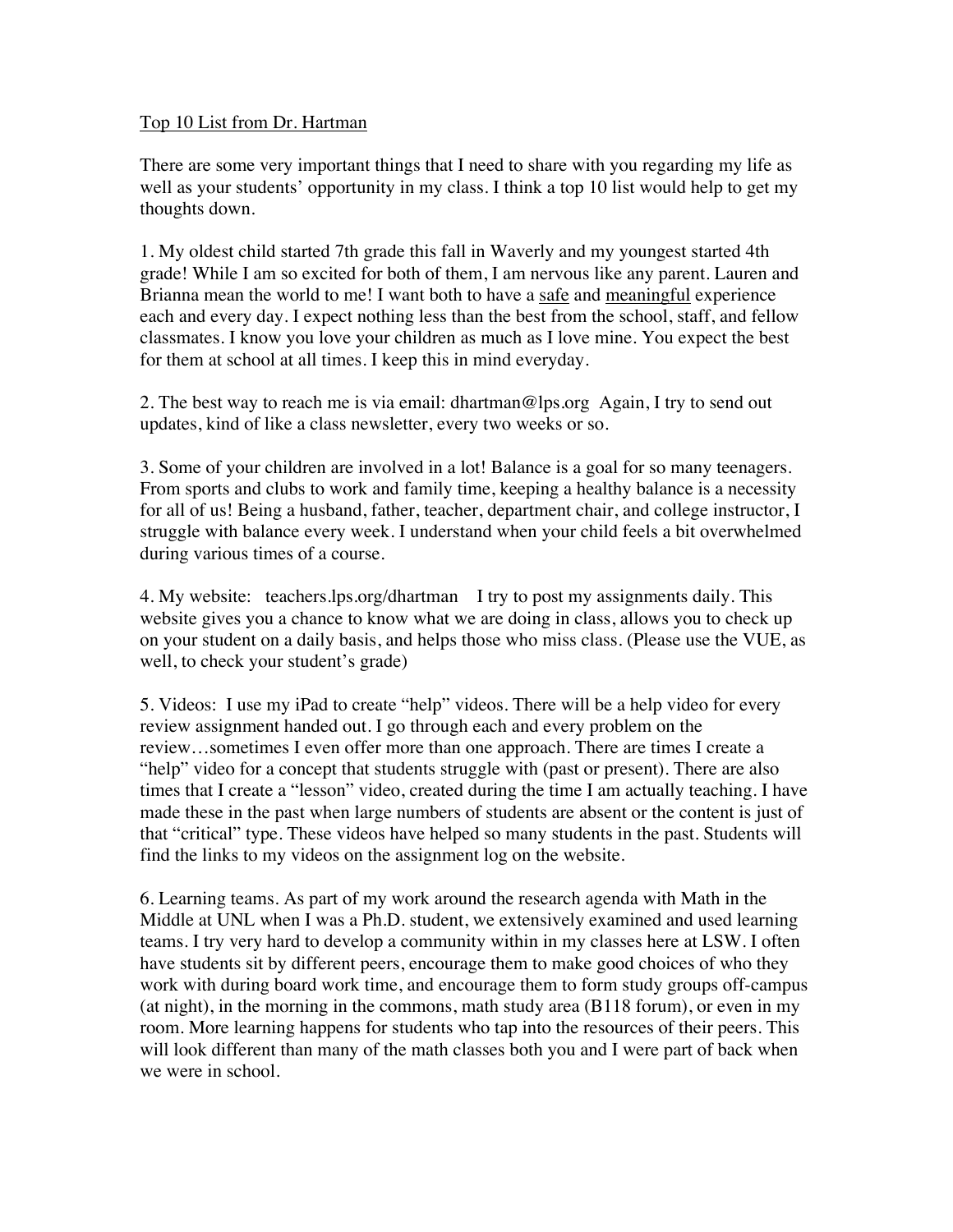Top 10 List from Dr. Hartman

There are some very important things that I need to share with you regarding my life as well as your students' opportunity in my class. I think a top 10 list would help to get my thoughts down.

1. My oldest child started 7th grade this fall in Waverly and my youngest started 4th grade! While I am so excited for both of them, I am nervous like any parent. Lauren and Brianna mean the world to me! I want both to have a safe and meaningful experience each and every day. I expect nothing less than the best from the school, staff, and fellow classmates. I know you love your children as much as I love mine. You expect the best for them at school at all times. I keep this in mind everyday.

2. The best way to reach me is via email: dhartman@lps.org Again, I try to send out updates, kind of like a class newsletter, every two weeks or so.

3. Some of your children are involved in a lot! Balance is a goal for so many teenagers. From sports and clubs to work and family time, keeping a healthy balance is a necessity for all of us! Being a husband, father, teacher, department chair, and college instructor, I struggle with balance every week. I understand when your child feels a bit overwhelmed during various times of a course.

4. My website: teachers.lps.org/dhartman I try to post my assignments daily. This website gives you a chance to know what we are doing in class, allows you to check up on your student on a daily basis, and helps those who miss class. (Please use the VUE, as well, to check your student's grade)

5. Videos: I use my iPad to create "help" videos. There will be a help video for every review assignment handed out. I go through each and every problem on the review…sometimes I even offer more than one approach. There are times I create a "help" video for a concept that students struggle with (past or present). There are also times that I create a "lesson" video, created during the time I am actually teaching. I have made these in the past when large numbers of students are absent or the content is just of that "critical" type. These videos have helped so many students in the past. Students will find the links to my videos on the assignment log on the website.

6. Learning teams. As part of my work around the research agenda with Math in the Middle at UNL when I was a Ph.D. student, we extensively examined and used learning teams. I try very hard to develop a community within in my classes here at LSW. I often have students sit by different peers, encourage them to make good choices of who they work with during board work time, and encourage them to form study groups off-campus (at night), in the morning in the commons, math study area (B118 forum), or even in my room. More learning happens for students who tap into the resources of their peers. This will look different than many of the math classes both you and I were part of back when we were in school.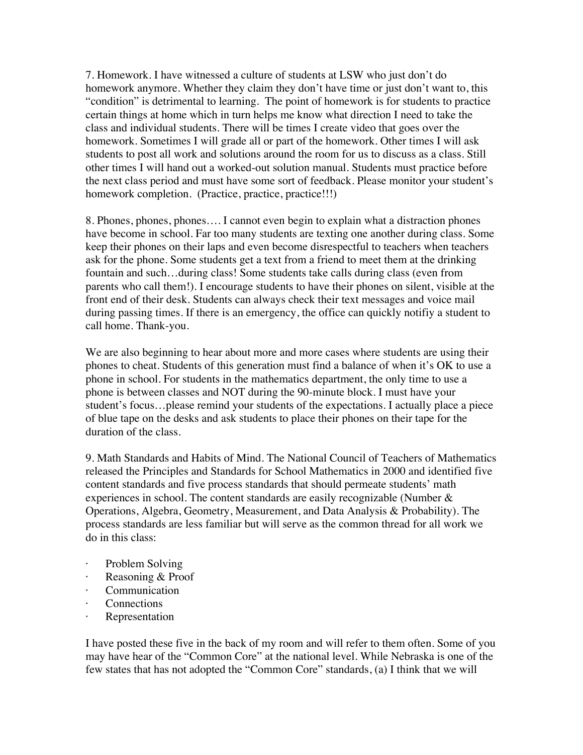7. Homework. I have witnessed a culture of students at LSW who just don't do homework anymore. Whether they claim they don't have time or just don't want to, this "condition" is detrimental to learning. The point of homework is for students to practice certain things at home which in turn helps me know what direction I need to take the class and individual students. There will be times I create video that goes over the homework. Sometimes I will grade all or part of the homework. Other times I will ask students to post all work and solutions around the room for us to discuss as a class. Still other times I will hand out a worked-out solution manual. Students must practice before the next class period and must have some sort of feedback. Please monitor your student's homework completion. (Practice, practice, practice!!!)

8. Phones, phones, phones…. I cannot even begin to explain what a distraction phones have become in school. Far too many students are texting one another during class. Some keep their phones on their laps and even become disrespectful to teachers when teachers ask for the phone. Some students get a text from a friend to meet them at the drinking fountain and such…during class! Some students take calls during class (even from parents who call them!). I encourage students to have their phones on silent, visible at the front end of their desk. Students can always check their text messages and voice mail during passing times. If there is an emergency, the office can quickly notifiy a student to call home. Thank-you.

We are also beginning to hear about more and more cases where students are using their phones to cheat. Students of this generation must find a balance of when it's OK to use a phone in school. For students in the mathematics department, the only time to use a phone is between classes and NOT during the 90-minute block. I must have your student's focus…please remind your students of the expectations. I actually place a piece of blue tape on the desks and ask students to place their phones on their tape for the duration of the class.

9. Math Standards and Habits of Mind. The National Council of Teachers of Mathematics released the Principles and Standards for School Mathematics in 2000 and identified five content standards and five process standards that should permeate students' math experiences in school. The content standards are easily recognizable (Number & Operations, Algebra, Geometry, Measurement, and Data Analysis & Probability). The process standards are less familiar but will serve as the common thread for all work we do in this class:

- Problem Solving
- Reasoning & Proof
- Communication
- Connections
- Representation

I have posted these five in the back of my room and will refer to them often. Some of you may have hear of the "Common Core" at the national level. While Nebraska is one of the few states that has not adopted the "Common Core" standards, (a) I think that we will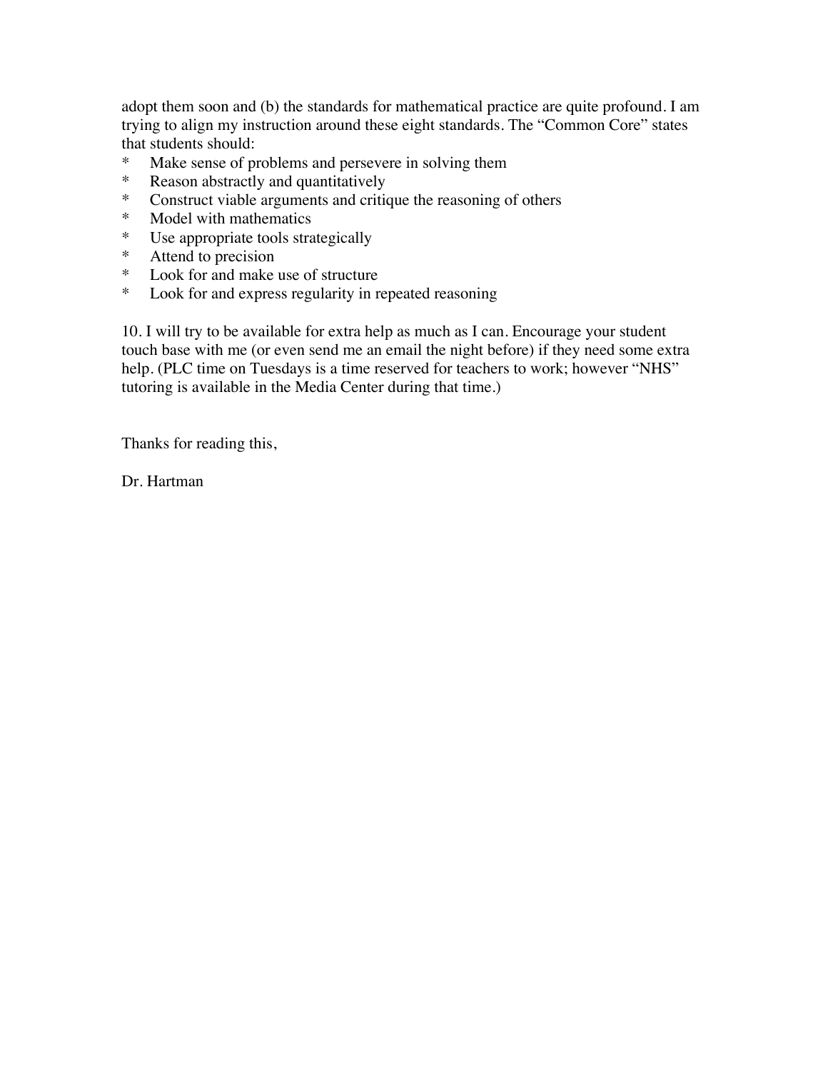adopt them soon and (b) the standards for mathematical practice are quite profound. I am trying to align my instruction around these eight standards. The “Common Core” states that students should:

* Make sense of problems and persevere in solving them
* Reason abstractly and quantitatively
* Construct viable arguments and critique the reasoning of others
* Model with mathematics
* Use appropriate tools strategically
* Attend to precision
* Look for and make use of structure
* Look for and express regularity in repeated reasoning

10. I will try to be available for extra help as much as I can. Encourage your student touch base with me (or even send me an email the night before) if they need some extra help. (PLC time on Tuesdays is a time reserved for teachers to work; however “NHS” tutoring is available in the Media Center during that time.)

Thanks for reading this,

Dr. Hartman